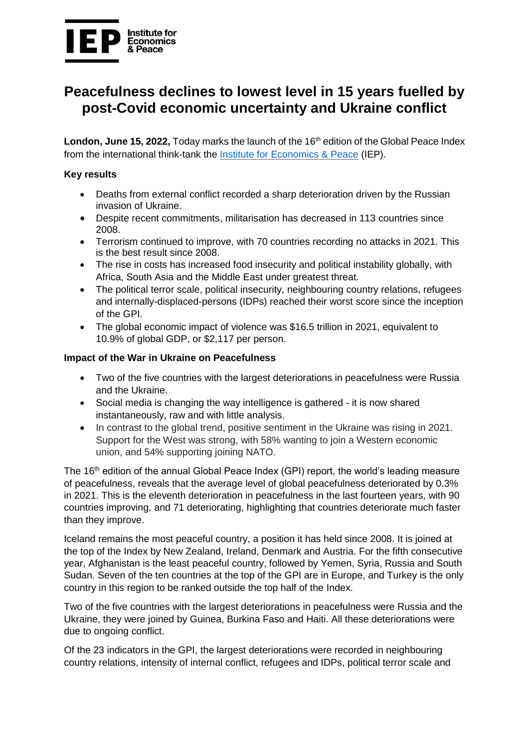IEP Institute for Economics & Peace

# Peacefulness declines to lowest level in 15 years fuelled by post-Covid economic uncertainty and Ukraine conflict

**London, June 15, 2022,** Today marks the launch of the 16th edition of the Global Peace Index from the international think-tank the [Institute for Economics & Peace](#) (IEP).

**Key results**

- Deaths from external conflict recorded a sharp deterioration driven by the Russian invasion of Ukraine.
- Despite recent commitments, militarisation has decreased in 113 countries since 2008.
- Terrorism continued to improve, with 70 countries recording no attacks in 2021. This is the best result since 2008.
- The rise in costs has increased food insecurity and political instability globally, with Africa, South Asia and the Middle East under greatest threat.
- The political terror scale, political insecurity, neighbouring country relations, refugees and internally-displaced-persons (IDPs) reached their worst score since the inception of the GPI.
- The global economic impact of violence was $16.5 trillion in 2021, equivalent to 10.9% of global GDP, or $2,117 per person.

**Impact of the War in Ukraine on Peacefulness**

- Two of the five countries with the largest deteriorations in peacefulness were Russia and the Ukraine.
- Social media is changing the way intelligence is gathered - it is now shared instantaneously, raw and with little analysis.
- In contrast to the global trend, positive sentiment in the Ukraine was rising in 2021. Support for the West was strong, with 58% wanting to join a Western economic union, and 54% supporting joining NATO.

The 16th edition of the annual Global Peace Index (GPI) report, the world's leading measure of peacefulness, reveals that the average level of global peacefulness deteriorated by 0.3% in 2021. This is the eleventh deterioration in peacefulness in the last fourteen years, with 90 countries improving, and 71 deteriorating, highlighting that countries deteriorate much faster than they improve.

Iceland remains the most peaceful country, a position it has held since 2008. It is joined at the top of the Index by New Zealand, Ireland, Denmark and Austria. For the fifth consecutive year, Afghanistan is the least peaceful country, followed by Yemen, Syria, Russia and South Sudan. Seven of the ten countries at the top of the GPI are in Europe, and Turkey is the only country in this region to be ranked outside the top half of the Index.

Two of the five countries with the largest deteriorations in peacefulness were Russia and the Ukraine, they were joined by Guinea, Burkina Faso and Haiti. All these deteriorations were due to ongoing conflict.

Of the 23 indicators in the GPI, the largest deteriorations were recorded in neighbouring country relations, intensity of internal conflict, refugees and IDPs, political terror scale and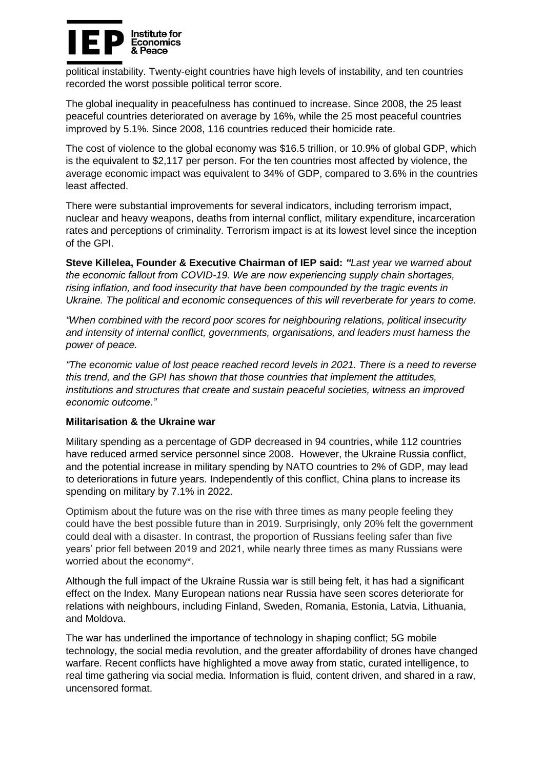political instability. Twenty-eight countries have high levels of instability, and ten countries recorded the worst possible political terror score.

The global inequality in peacefulness has continued to increase. Since 2008, the 25 least peaceful countries deteriorated on average by 16%, while the 25 most peaceful countries improved by 5.1%. Since 2008, 116 countries reduced their homicide rate.

The cost of violence to the global economy was $16.5 trillion, or 10.9% of global GDP, which is the equivalent to $2,117 per person. For the ten countries most affected by violence, the average economic impact was equivalent to 34% of GDP, compared to 3.6% in the countries least affected.

There were substantial improvements for several indicators, including terrorism impact, nuclear and heavy weapons, deaths from internal conflict, military expenditure, incarceration rates and perceptions of criminality. Terrorism impact is at its lowest level since the inception of the GPI.

**Steve Killelea, Founder & Executive Chairman of IEP said:** *"Last year we warned about the economic fallout from COVID-19. We are now experiencing supply chain shortages, rising inflation, and food insecurity that have been compounded by the tragic events in Ukraine. The political and economic consequences of this will reverberate for years to come.*

*"When combined with the record poor scores for neighbouring relations, political insecurity and intensity of internal conflict, governments, organisations, and leaders must harness the power of peace.*

*"The economic value of lost peace reached record levels in 2021. There is a need to reverse this trend, and the GPI has shown that those countries that implement the attitudes, institutions and structures that create and sustain peaceful societies, witness an improved economic outcome."*

**Militarisation & the Ukraine war**

Military spending as a percentage of GDP decreased in 94 countries, while 112 countries have reduced armed service personnel since 2008. However, the Ukraine Russia conflict, and the potential increase in military spending by NATO countries to 2% of GDP, may lead to deteriorations in future years. Independently of this conflict, China plans to increase its spending on military by 7.1% in 2022.

Optimism about the future was on the rise with three times as many people feeling they could have the best possible future than in 2019. Surprisingly, only 20% felt the government could deal with a disaster. In contrast, the proportion of Russians feeling safer than five years' prior fell between 2019 and 2021, while nearly three times as many Russians were worried about the economy*.

Although the full impact of the Ukraine Russia war is still being felt, it has had a significant effect on the Index. Many European nations near Russia have seen scores deteriorate for relations with neighbours, including Finland, Sweden, Romania, Estonia, Latvia, Lithuania, and Moldova.

The war has underlined the importance of technology in shaping conflict; 5G mobile technology, the social media revolution, and the greater affordability of drones have changed warfare. Recent conflicts have highlighted a move away from static, curated intelligence, to real time gathering via social media. Information is fluid, content driven, and shared in a raw, uncensored format.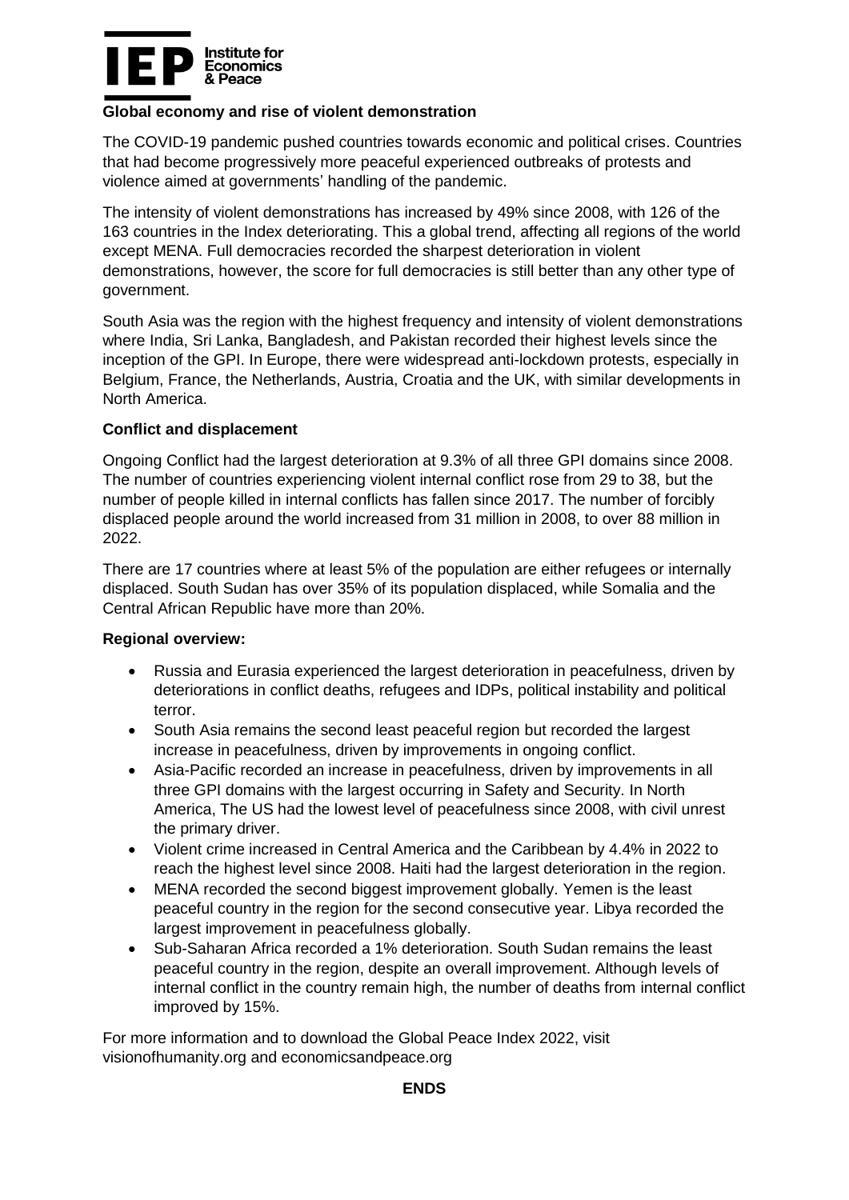**Global economy and rise of violent demonstration**

The COVID-19 pandemic pushed countries towards economic and political crises. Countries that had become progressively more peaceful experienced outbreaks of protests and violence aimed at governments' handling of the pandemic.

The intensity of violent demonstrations has increased by 49% since 2008, with 126 of the 163 countries in the Index deteriorating. This a global trend, affecting all regions of the world except MENA. Full democracies recorded the sharpest deterioration in violent demonstrations, however, the score for full democracies is still better than any other type of government.

South Asia was the region with the highest frequency and intensity of violent demonstrations where India, Sri Lanka, Bangladesh, and Pakistan recorded their highest levels since the inception of the GPI. In Europe, there were widespread anti-lockdown protests, especially in Belgium, France, the Netherlands, Austria, Croatia and the UK, with similar developments in North America.

**Conflict and displacement**

Ongoing Conflict had the largest deterioration at 9.3% of all three GPI domains since 2008. The number of countries experiencing violent internal conflict rose from 29 to 38, but the number of people killed in internal conflicts has fallen since 2017. The number of forcibly displaced people around the world increased from 31 million in 2008, to over 88 million in 2022.

There are 17 countries where at least 5% of the population are either refugees or internally displaced. South Sudan has over 35% of its population displaced, while Somalia and the Central African Republic have more than 20%.

**Regional overview:**

- Russia and Eurasia experienced the largest deterioration in peacefulness, driven by deteriorations in conflict deaths, refugees and IDPs, political instability and political terror.
- South Asia remains the second least peaceful region but recorded the largest increase in peacefulness, driven by improvements in ongoing conflict.
- Asia-Pacific recorded an increase in peacefulness, driven by improvements in all three GPI domains with the largest occurring in Safety and Security. In North America, The US had the lowest level of peacefulness since 2008, with civil unrest the primary driver.
- Violent crime increased in Central America and the Caribbean by 4.4% in 2022 to reach the highest level since 2008. Haiti had the largest deterioration in the region.
- MENA recorded the second biggest improvement globally. Yemen is the least peaceful country in the region for the second consecutive year. Libya recorded the largest improvement in peacefulness globally.
- Sub-Saharan Africa recorded a 1% deterioration. South Sudan remains the least peaceful country in the region, despite an overall improvement. Although levels of internal conflict in the country remain high, the number of deaths from internal conflict improved by 15%.

For more information and to download the Global Peace Index 2022, visit visionofhumanity.org and economicsandpeace.org

**ENDS**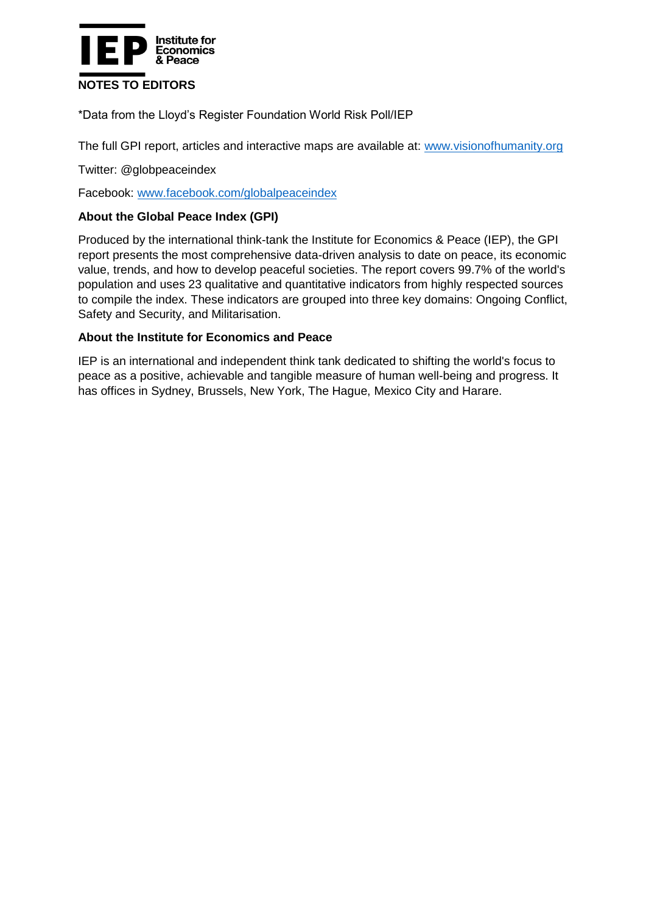## NOTES TO EDITORS

*Data from the Lloyd's Register Foundation World Risk Poll/IEP

The full GPI report, articles and interactive maps are available at: [www.visionofhumanity.org](http://www.visionofhumanity.org)

Twitter: @globpeaceindex

Facebook: [www.facebook.com/globalpeaceindex](http://www.facebook.com/globalpeaceindex)

### About the Global Peace Index (GPI)

Produced by the international think-tank the Institute for Economics & Peace (IEP), the GPI report presents the most comprehensive data-driven analysis to date on peace, its economic value, trends, and how to develop peaceful societies. The report covers 99.7% of the world's population and uses 23 qualitative and quantitative indicators from highly respected sources to compile the index. These indicators are grouped into three key domains: Ongoing Conflict, Safety and Security, and Militarisation.

### About the Institute for Economics and Peace

IEP is an international and independent think tank dedicated to shifting the world's focus to peace as a positive, achievable and tangible measure of human well-being and progress. It has offices in Sydney, Brussels, New York, The Hague, Mexico City and Harare.